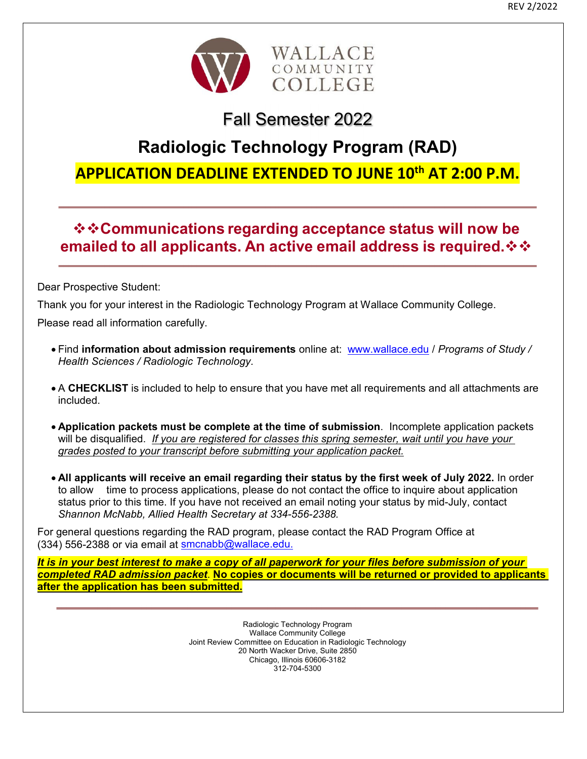WALLACE COMMUNITY COLLEGE

# Fall Semester 2022

# Radiologic Technology Program (RAD)

## APPLICATION DEADLINE EXTENDED TO JUNE 10th AT 2:00 P.M.

---

**❖❖Communications regarding acceptance status will now be emailed to all applicants. An active email address is required.❖❖**

---

Dear Prospective Student:

Thank you for your interest in the Radiologic Technology Program at Wallace Community College.

Please read all information carefully.

- Find **information about admission requirements** online at: www.wallace.edu / *Programs of Study / Health Sciences / Radiologic Technology*.

- A **CHECKLIST** is included to help to ensure that you have met all requirements and all attachments are included.

- **Application packets must be complete at the time of submission**. Incomplete application packets will be disqualified. *If you are registered for classes this spring semester, wait until you have your grades posted to your transcript before submitting your application packet.*

- **All applicants will receive an email regarding their status by the first week of July 2022.** In order to allow time to process applications, please do not contact the office to inquire about application status prior to this time. If you have not received an email noting your status by mid-July, contact *Shannon McNabb, Allied Health Secretary at 334-556-2388.*

For general questions regarding the RAD program, please contact the RAD Program Office at (334) 556-2388 or via email at smcnabb@wallace.edu.

***It is in your best interest to make a copy of all paperwork for your files before submission of your completed RAD admission packet*. No copies or documents will be returned or provided to applicants after the application has been submitted.**

---

Radiologic Technology Program
Wallace Community College
Joint Review Committee on Education in Radiologic Technology
20 North Wacker Drive, Suite 2850
Chicago, Illinois 60606-3182
312-704-5300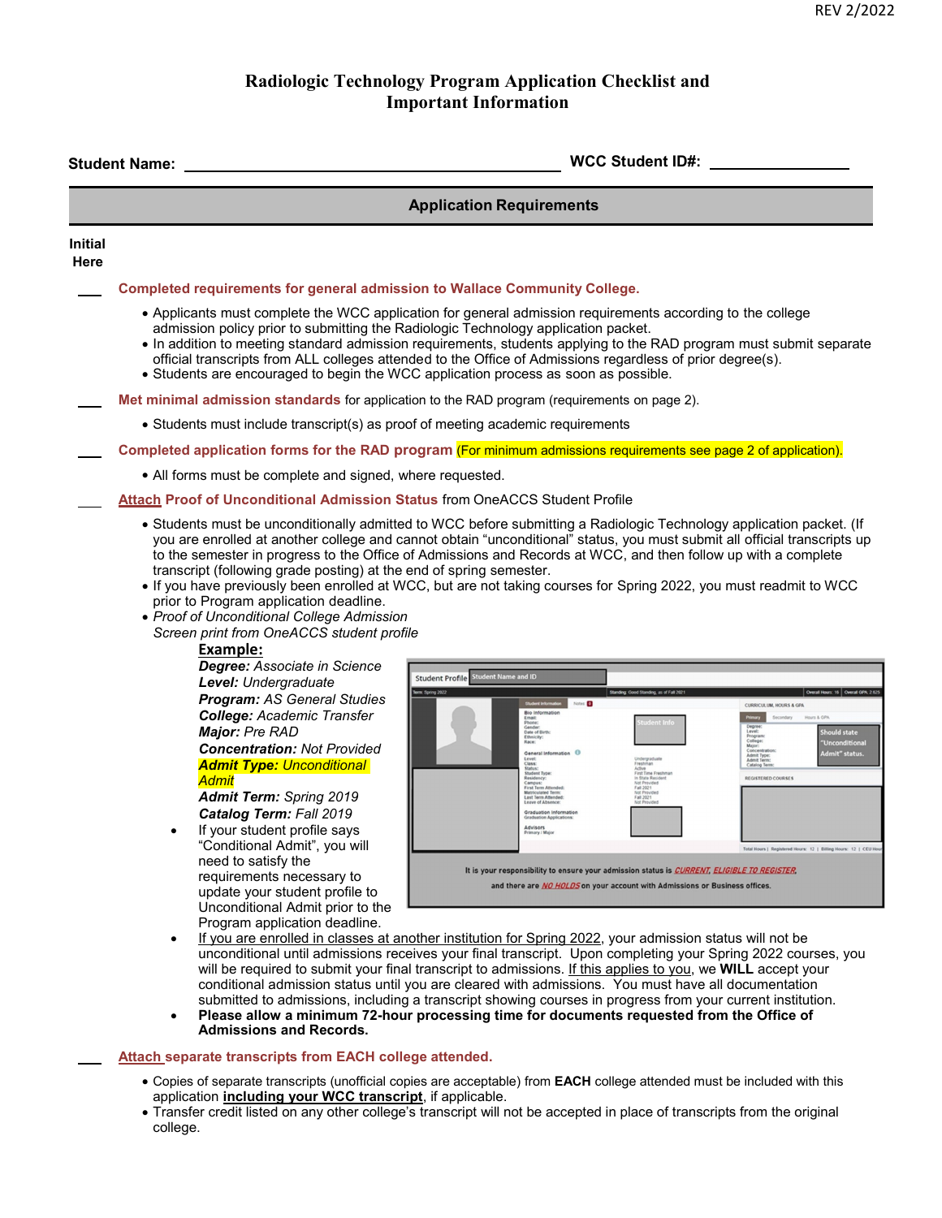REV 2/2022

# Radiologic Technology Program Application Checklist and Important Information

**Student Name:** ______________________________ **WCC Student ID#:** ______________

## Application Requirements

**Initial Here**

___ **Completed requirements for general admission to Wallace Community College.**

- Applicants must complete the WCC application for general admission requirements according to the college admission policy prior to submitting the Radiologic Technology application packet.
- In addition to meeting standard admission requirements, students applying to the RAD program must submit separate official transcripts from ALL colleges attended to the Office of Admissions regardless of prior degree(s).
- Students are encouraged to begin the WCC application process as soon as possible.

___ **Met minimal admission standards** for application to the RAD program (requirements on page 2).

- Students must include transcript(s) as proof of meeting academic requirements

___ **Completed application forms for the RAD program** (For minimum admissions requirements see page 2 of application).

- All forms must be complete and signed, where requested.

___ **Attach Proof of Unconditional Admission Status** from OneACCS Student Profile

- Students must be unconditionally admitted to WCC before submitting a Radiologic Technology application packet. (If you are enrolled at another college and cannot obtain "unconditional" status, you must submit all official transcripts up to the semester in progress to the Office of Admissions and Records at WCC, and then follow up with a complete transcript (following grade posting) at the end of spring semester.
- If you have previously been enrolled at WCC, but are not taking courses for Spring 2022, you must readmit to WCC prior to Program application deadline.
- *Proof of Unconditional College Admission*
  *Screen print from OneACCS student profile*

  **Example:**
  ***Degree:*** *Associate in Science*
  ***Level:*** *Undergraduate*
  ***Program:*** *AS General Studies*
  ***College:*** *Academic Transfer*
  ***Major:*** *Pre RAD*
  ***Concentration:*** *Not Provided*
  ***Admit Type:*** *Unconditional Admit*
  ***Admit Term:*** *Spring 2019*
  ***Catalog Term:*** *Fall 2019*

  - If your student profile says "Conditional Admit", you will need to satisfy the requirements necessary to update your student profile to Unconditional Admit prior to the Program application deadline.
  - If you are enrolled in classes at another institution for Spring 2022, your admission status will not be unconditional until admissions receives your final transcript. Upon completing your Spring 2022 courses, you will be required to submit your final transcript to admissions. If this applies to you, we **WILL** accept your conditional admission status until you are cleared with admissions. You must have all documentation submitted to admissions, including a transcript showing courses in progress from your current institution.
  - **Please allow a minimum 72-hour processing time for documents requested from the Office of Admissions and Records.**

___ **Attach separate transcripts from EACH college attended.**

- Copies of separate transcripts (unofficial copies are acceptable) from **EACH** college attended must be included with this application **including your WCC transcript**, if applicable.
- Transfer credit listed on any other college's transcript will not be accepted in place of transcripts from the original college.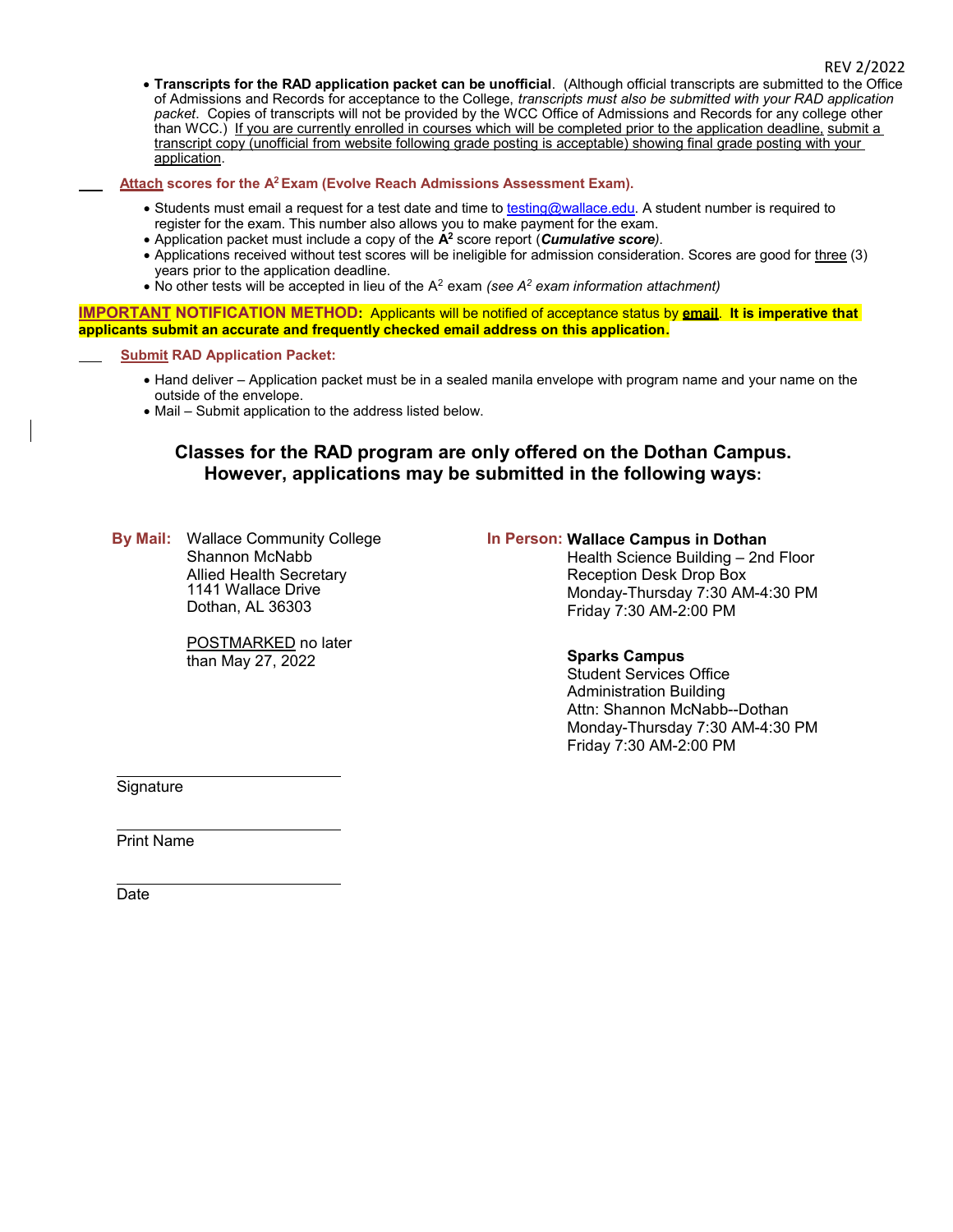- **Transcripts for the RAD application packet can be unofficial**. (Although official transcripts are submitted to the Office of Admissions and Records for acceptance to the College, *transcripts must also be submitted with your RAD application packet*. Copies of transcripts will not be provided by the WCC Office of Admissions and Records for any college other than WCC.) If you are currently enrolled in courses which will be completed prior to the application deadline, submit a transcript copy (unofficial from website following grade posting is acceptable) showing final grade posting with your application.

___ **Attach scores for the $A^2$ Exam (Evolve Reach Admissions Assessment Exam).**

- Students must email a request for a test date and time to testing@wallace.edu. A student number is required to register for the exam. This number also allows you to make payment for the exam.
- Application packet must include a copy of the **$A^2$** score report (***Cumulative score***).
- Applications received without test scores will be ineligible for admission consideration. Scores are good for three (3) years prior to the application deadline.
- No other tests will be accepted in lieu of the $A^2$ exam *(see $A^2$ exam information attachment)*

**IMPORTANT NOTIFICATION METHOD:** Applicants will be notified of acceptance status by **email**. **It is imperative that applicants submit an accurate and frequently checked email address on this application.**

___ **Submit RAD Application Packet:**

- Hand deliver – Application packet must be in a sealed manila envelope with program name and your name on the outside of the envelope.
- Mail – Submit application to the address listed below.

## Classes for the RAD program are only offered on the Dothan Campus. However, applications may be submitted in the following ways:

**By Mail:**
Wallace Community College
Shannon McNabb
Allied Health Secretary
1141 Wallace Drive
Dothan, AL 36303

POSTMARKED no later than May 27, 2022

**In Person:**

**Wallace Campus in Dothan**
Health Science Building – 2nd Floor
Reception Desk Drop Box
Monday-Thursday 7:30 AM-4:30 PM
Friday 7:30 AM-2:00 PM

**Sparks Campus**
Student Services Office
Administration Building
Attn: Shannon McNabb--Dothan
Monday-Thursday 7:30 AM-4:30 PM
Friday 7:30 AM-2:00 PM

___________________________
Signature

___________________________
Print Name

___________________________
Date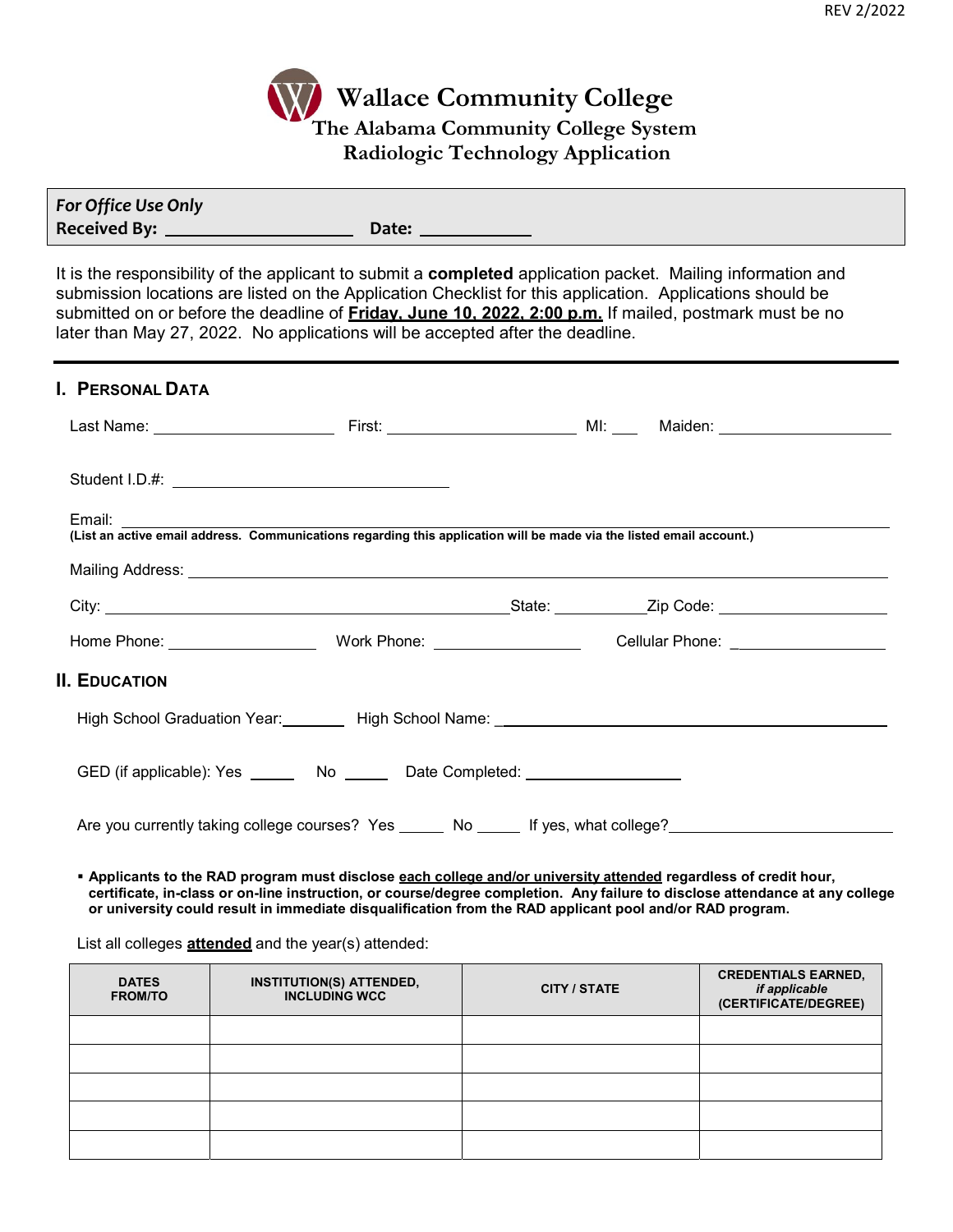REV 2/2022

# Wallace Community College
## The Alabama Community College System
## Radiologic Technology Application

***For Office Use Only***
**Received By:** ____________________ **Date:** ____________

It is the responsibility of the applicant to submit a **completed** application packet. Mailing information and submission locations are listed on the Application Checklist for this application. Applications should be submitted on or before the deadline of **Friday, June 10, 2022, 2:00 p.m.** If mailed, postmark must be no later than May 27, 2022. No applications will be accepted after the deadline.

---

## I. Personal Data

Last Name: ____________________ First: ____________________ MI: ___ Maiden: ____________________

Student I.D.#: ______________________________

Email: ________________________________________________________________________
**(List an active email address. Communications regarding this application will be made via the listed email account.)**

Mailing Address: ________________________________________________________________

City: ____________________________________ State: __________ Zip Code: __________________

Home Phone: ________________ Work Phone: ________________ Cellular Phone: ________________

## II. Education

High School Graduation Year: _______ High School Name: ________________________________________

GED (if applicable): Yes _____ No _____ Date Completed: __________________

Are you currently taking college courses? Yes _____ No _____ If yes, what college? ________________________

- **Applicants to the RAD program must disclose each college and/or university attended regardless of credit hour, certificate, in-class or on-line instruction, or course/degree completion. Any failure to disclose attendance at any college or university could result in immediate disqualification from the RAD applicant pool and/or RAD program.**

List all colleges **attended** and the year(s) attended:

| DATES FROM/TO | INSTITUTION(S) ATTENDED, INCLUDING WCC | CITY / STATE | CREDENTIALS EARNED, *if applicable* (CERTIFICATE/DEGREE) |
|---|---|---|---|
| | | | |
| | | | |
| | | | |
| | | | |
| | | | |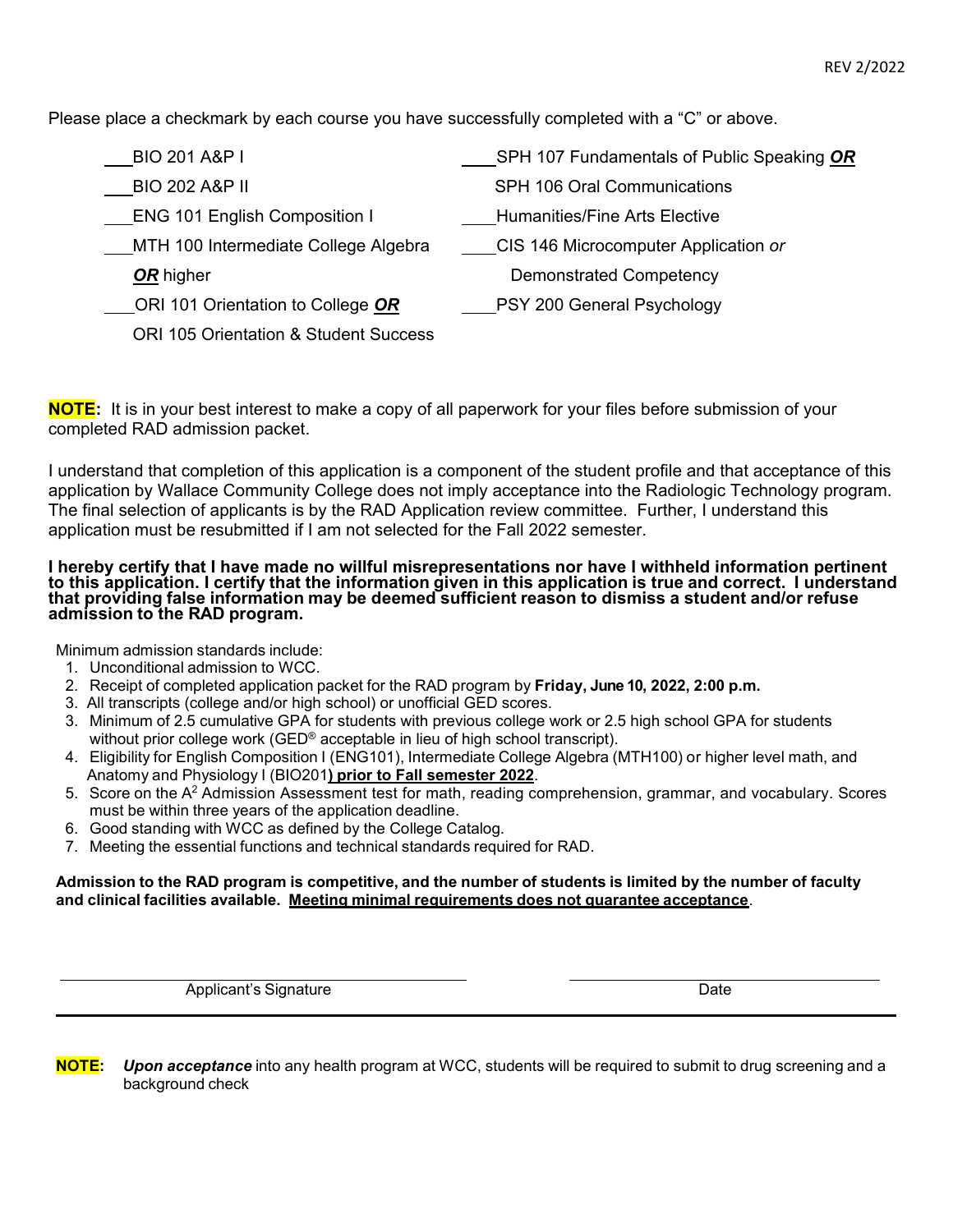Please place a checkmark by each course you have successfully completed with a "C" or above.

___BIO 201 A&P I

___BIO 202 A&P II

___ENG 101 English Composition I

___MTH 100 Intermediate College Algebra ***OR*** higher

___ORI 101 Orientation to College ***OR*** ORI 105 Orientation & Student Success

___SPH 107 Fundamentals of Public Speaking ***OR*** SPH 106 Oral Communications

___Humanities/Fine Arts Elective

___CIS 146 Microcomputer Application *or* Demonstrated Competency

___PSY 200 General Psychology

**NOTE:** It is in your best interest to make a copy of all paperwork for your files before submission of your completed RAD admission packet.

I understand that completion of this application is a component of the student profile and that acceptance of this application by Wallace Community College does not imply acceptance into the Radiologic Technology program. The final selection of applicants is by the RAD Application review committee. Further, I understand this application must be resubmitted if I am not selected for the Fall 2022 semester.

**I hereby certify that I have made no willful misrepresentations nor have I withheld information pertinent to this application. I certify that the information given in this application is true and correct. I understand that providing false information may be deemed sufficient reason to dismiss a student and/or refuse admission to the RAD program.**

Minimum admission standards include:

1. Unconditional admission to WCC.
2. Receipt of completed application packet for the RAD program by **Friday, June 10, 2022, 2:00 p.m.**
3. All transcripts (college and/or high school) or unofficial GED scores.
3. Minimum of 2.5 cumulative GPA for students with previous college work or 2.5 high school GPA for students without prior college work (GED® acceptable in lieu of high school transcript).
4. Eligibility for English Composition I (ENG101), Intermediate College Algebra (MTH100) or higher level math, and Anatomy and Physiology I (BIO201**) prior to Fall semester 2022**.
5. Score on the $A^2$ Admission Assessment test for math, reading comprehension, grammar, and vocabulary. Scores must be within three years of the application deadline.
6. Good standing with WCC as defined by the College Catalog.
7. Meeting the essential functions and technical standards required for RAD.

**Admission to the RAD program is competitive, and the number of students is limited by the number of faculty and clinical facilities available. Meeting minimal requirements does not guarantee acceptance**.

_________________________________ Applicant's Signature

_________________________________ Date

**NOTE:** ***Upon acceptance*** into any health program at WCC, students will be required to submit to drug screening and a background check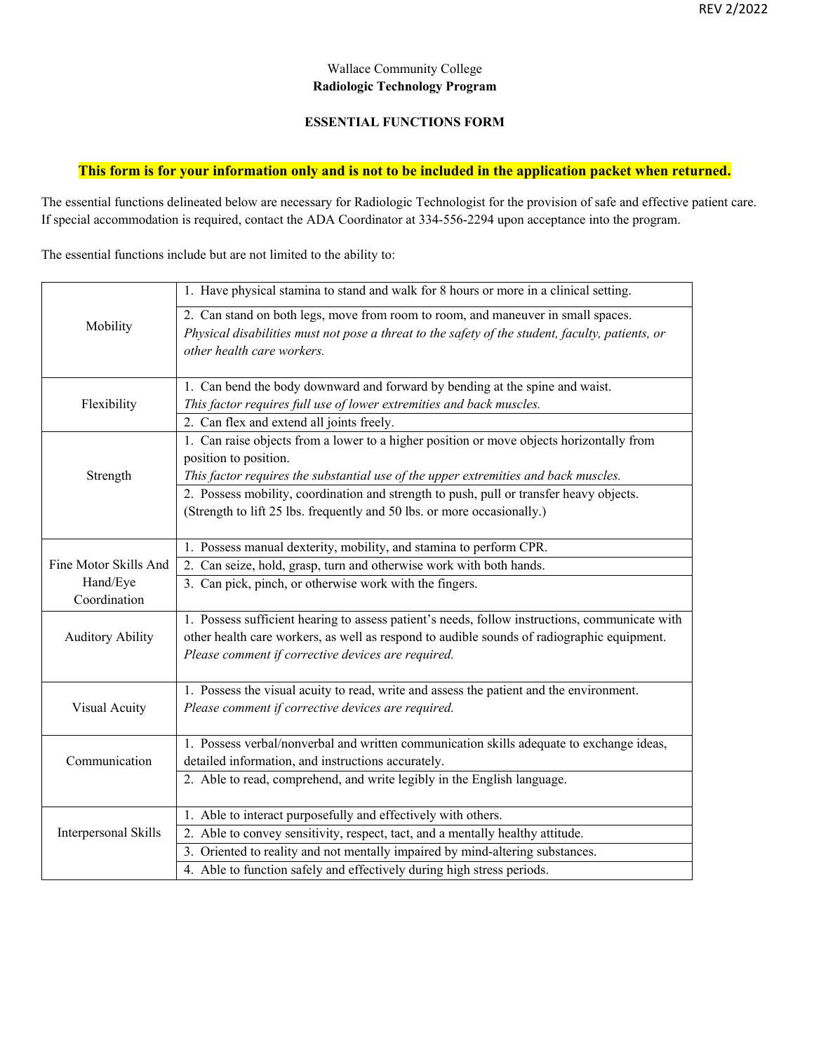Wallace Community College

**Radiologic Technology Program**

**ESSENTIAL FUNCTIONS FORM**

**This form is for your information only and is not to be included in the application packet when returned.**

The essential functions delineated below are necessary for Radiologic Technologist for the provision of safe and effective patient care. If special accommodation is required, contact the ADA Coordinator at 334-556-2294 upon acceptance into the program.

The essential functions include but are not limited to the ability to:

| | |
|---|---|
| Mobility | 1. Have physical stamina to stand and walk for 8 hours or more in a clinical setting. |
| | 2. Can stand on both legs, move from room to room, and maneuver in small spaces. *Physical disabilities must not pose a threat to the safety of the student, faculty, patients, or other health care workers.* |
| Flexibility | 1. Can bend the body downward and forward by bending at the spine and waist. *This factor requires full use of lower extremities and back muscles.* |
| | 2. Can flex and extend all joints freely. |
| Strength | 1. Can raise objects from a lower to a higher position or move objects horizontally from position to position. *This factor requires the substantial use of the upper extremities and back muscles.* |
| | 2. Possess mobility, coordination and strength to push, pull or transfer heavy objects. (Strength to lift 25 lbs. frequently and 50 lbs. or more occasionally.) |
| Fine Motor Skills And Hand/Eye Coordination | 1. Possess manual dexterity, mobility, and stamina to perform CPR. |
| | 2. Can seize, hold, grasp, turn and otherwise work with both hands. |
| | 3. Can pick, pinch, or otherwise work with the fingers. |
| Auditory Ability | 1. Possess sufficient hearing to assess patient's needs, follow instructions, communicate with other health care workers, as well as respond to audible sounds of radiographic equipment. *Please comment if corrective devices are required.* |
| Visual Acuity | 1. Possess the visual acuity to read, write and assess the patient and the environment. *Please comment if corrective devices are required.* |
| Communication | 1. Possess verbal/nonverbal and written communication skills adequate to exchange ideas, detailed information, and instructions accurately. |
| | 2. Able to read, comprehend, and write legibly in the English language. |
| Interpersonal Skills | 1. Able to interact purposefully and effectively with others. |
| | 2. Able to convey sensitivity, respect, tact, and a mentally healthy attitude. |
| | 3. Oriented to reality and not mentally impaired by mind-altering substances. |
| | 4. Able to function safely and effectively during high stress periods. |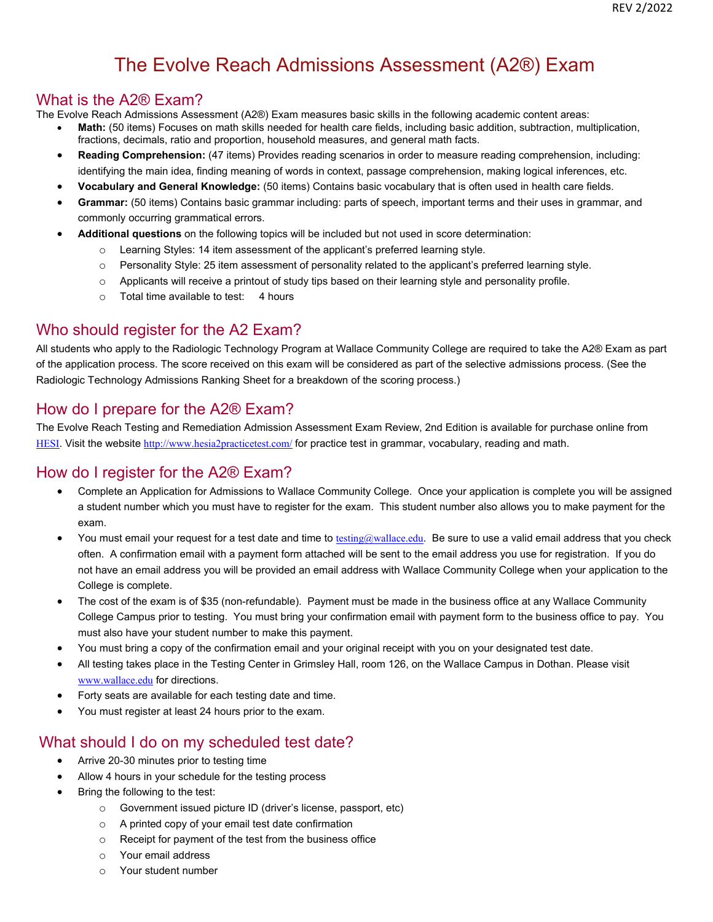# The Evolve Reach Admissions Assessment (A2®) Exam

## What is the A2® Exam?

The Evolve Reach Admissions Assessment (A2®) Exam measures basic skills in the following academic content areas:

- **Math:** (50 items) Focuses on math skills needed for health care fields, including basic addition, subtraction, multiplication, fractions, decimals, ratio and proportion, household measures, and general math facts.
- **Reading Comprehension:** (47 items) Provides reading scenarios in order to measure reading comprehension, including: identifying the main idea, finding meaning of words in context, passage comprehension, making logical inferences, etc.
- **Vocabulary and General Knowledge:** (50 items) Contains basic vocabulary that is often used in health care fields.
- **Grammar:** (50 items) Contains basic grammar including: parts of speech, important terms and their uses in grammar, and commonly occurring grammatical errors.
- **Additional questions** on the following topics will be included but not used in score determination:
  - Learning Styles: 14 item assessment of the applicant's preferred learning style.
  - Personality Style: 25 item assessment of personality related to the applicant's preferred learning style.
  - Applicants will receive a printout of study tips based on their learning style and personality profile.
  - Total time available to test: 4 hours

## Who should register for the A2 Exam?

All students who apply to the Radiologic Technology Program at Wallace Community College are required to take the A2® Exam as part of the application process. The score received on this exam will be considered as part of the selective admissions process. (See the Radiologic Technology Admissions Ranking Sheet for a breakdown of the scoring process.)

## How do I prepare for the A2® Exam?

The Evolve Reach Testing and Remediation Admission Assessment Exam Review, 2nd Edition is available for purchase online from HESI. Visit the website http://www.hesia2practicetest.com/ for practice test in grammar, vocabulary, reading and math.

## How do I register for the A2® Exam?

- Complete an Application for Admissions to Wallace Community College. Once your application is complete you will be assigned a student number which you must have to register for the exam. This student number also allows you to make payment for the exam.
- You must email your request for a test date and time to testing@wallace.edu. Be sure to use a valid email address that you check often. A confirmation email with a payment form attached will be sent to the email address you use for registration. If you do not have an email address you will be provided an email address with Wallace Community College when your application to the College is complete.
- The cost of the exam is of $35 (non-refundable). Payment must be made in the business office at any Wallace Community College Campus prior to testing. You must bring your confirmation email with payment form to the business office to pay. You must also have your student number to make this payment.
- You must bring a copy of the confirmation email and your original receipt with you on your designated test date.
- All testing takes place in the Testing Center in Grimsley Hall, room 126, on the Wallace Campus in Dothan. Please visit www.wallace.edu for directions.
- Forty seats are available for each testing date and time.
- You must register at least 24 hours prior to the exam.

## What should I do on my scheduled test date?

- Arrive 20-30 minutes prior to testing time
- Allow 4 hours in your schedule for the testing process
- Bring the following to the test:
  - Government issued picture ID (driver's license, passport, etc)
  - A printed copy of your email test date confirmation
  - Receipt for payment of the test from the business office
  - Your email address
  - Your student number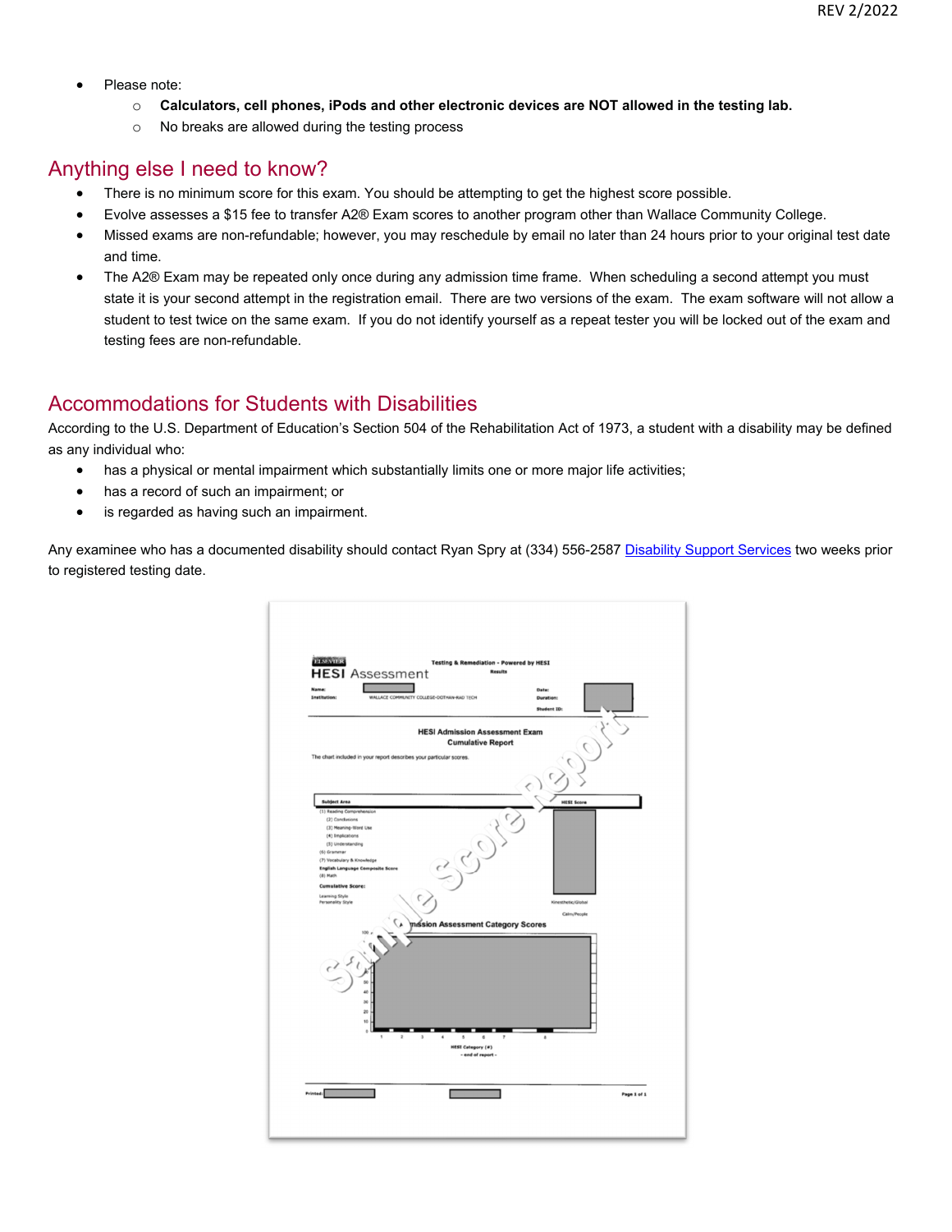- Please note:
  - **Calculators, cell phones, iPods and other electronic devices are NOT allowed in the testing lab.**
  - No breaks are allowed during the testing process

## Anything else I need to know?

- There is no minimum score for this exam. You should be attempting to get the highest score possible.
- Evolve assesses a $15 fee to transfer A2® Exam scores to another program other than Wallace Community College.
- Missed exams are non-refundable; however, you may reschedule by email no later than 24 hours prior to your original test date and time.
- The A2® Exam may be repeated only once during any admission time frame. When scheduling a second attempt you must state it is your second attempt in the registration email. There are two versions of the exam. The exam software will not allow a student to test twice on the same exam. If you do not identify yourself as a repeat tester you will be locked out of the exam and testing fees are non-refundable.

## Accommodations for Students with Disabilities

According to the U.S. Department of Education's Section 504 of the Rehabilitation Act of 1973, a student with a disability may be defined as any individual who:

- has a physical or mental impairment which substantially limits one or more major life activities;
- has a record of such an impairment; or
- is regarded as having such an impairment.

Any examinee who has a documented disability should contact Ryan Spry at (334) 556-2587 Disability Support Services two weeks prior to registered testing date.